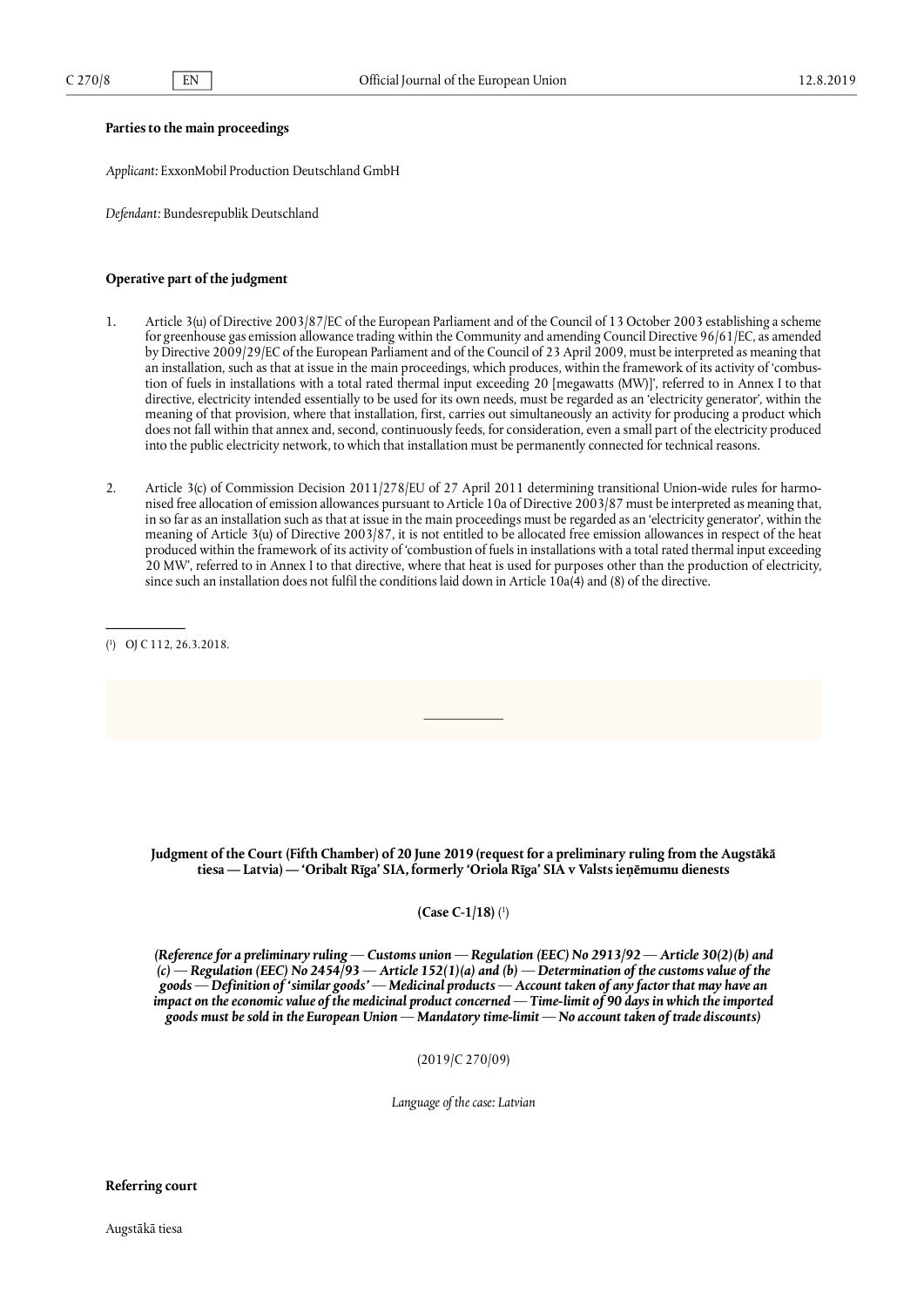**Parties to the main proceedings**

*Applicant:* ExxonMobil Production Deutschland GmbH

*Defendant:* Bundesrepublik Deutschland

**Operative part of the judgment**

1. Article 3(u) of Directive 2003/87/EC of the European Parliament and of the Council of 13 October 2003 establishing a scheme for greenhouse gas emission allowance trading within the Community and amending Council Directive 96/61/EC, as amended by Directive 2009/29/EC of the European Parliament and of the Council of 23 April 2009, must be interpreted as meaning that an installation, such as that at issue in the main proceedings, which produces, within the framework of its activity of 'combustion of fuels in installations with a total rated thermal input exceeding 20 [megawatts (MW)]', referred to in Annex I to that directive, electricity intended essentially to be used for its own needs, must be regarded as an 'electricity generator', within the meaning of that provision, where that installation, first, carries out simultaneously an activity for producing a product which does not fall within that annex and, second, continuously feeds, for consideration, even a small part of the electricity produced into the public electricity network, to which that installation must be permanently connected for technical reasons.

2. Article 3(c) of Commission Decision 2011/278/EU of 27 April 2011 determining transitional Union-wide rules for harmonised free allocation of emission allowances pursuant to Article 10a of Directive 2003/87 must be interpreted as meaning that, in so far as an installation such as that at issue in the main proceedings must be regarded as an 'electricity generator', within the meaning of Article 3(u) of Directive 2003/87, it is not entitled to be allocated free emission allowances in respect of the heat produced within the framework of its activity of 'combustion of fuels in installations with a total rated thermal input exceeding 20 MW', referred to in Annex I to that directive, where that heat is used for purposes other than the production of electricity, since such an installation does not fulfil the conditions laid down in Article 10a(4) and (8) of the directive.

[1] OJ C 112, 26.3.2018.

---

**Judgment of the Court (Fifth Chamber) of 20 June 2019 (request for a preliminary ruling from the Augstākā tiesa — Latvia) — 'Oribalt Rīga' SIA, formerly 'Oriola Rīga' SIA v Valsts ieņēmumu dienests**

**(Case C-1/18)** [1]

***(Reference for a preliminary ruling — Customs union — Regulation (EEC) No 2913/92 — Article 30(2)(b) and (c) — Regulation (EEC) No 2454/93 — Article 152(1)(a) and (b) — Determination of the customs value of the goods — Definition of 'similar goods' — Medicinal products — Account taken of any factor that may have an impact on the economic value of the medicinal product concerned — Time-limit of 90 days in which the imported goods must be sold in the European Union — Mandatory time-limit — No account taken of trade discounts)***

(2019/C 270/09)

*Language of the case: Latvian*

**Referring court**

Augstākā tiesa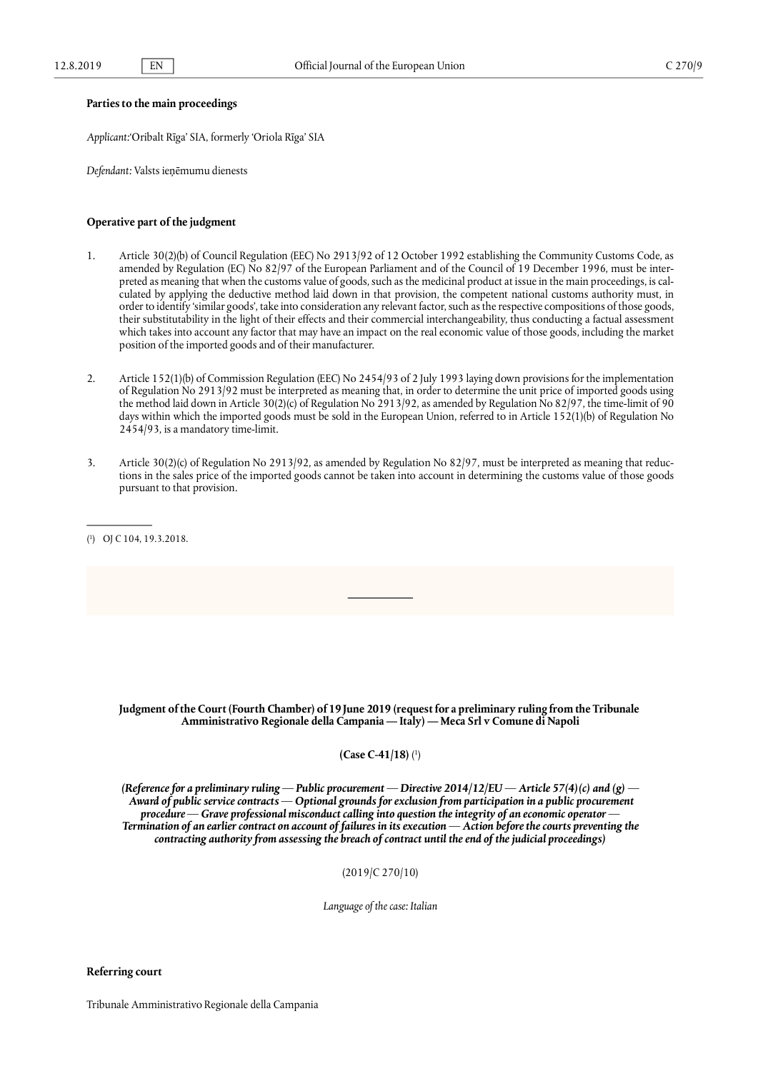**Parties to the main proceedings**

*Applicant:* 'Oribalt Rīga' SIA, formerly 'Oriola Rīga' SIA

*Defendant:* Valsts ieņēmumu dienests

**Operative part of the judgment**

1. Article 30(2)(b) of Council Regulation (EEC) No 2913/92 of 12 October 1992 establishing the Community Customs Code, as amended by Regulation (EC) No 82/97 of the European Parliament and of the Council of 19 December 1996, must be interpreted as meaning that when the customs value of goods, such as the medicinal product at issue in the main proceedings, is calculated by applying the deductive method laid down in that provision, the competent national customs authority must, in order to identify 'similar goods', take into consideration any relevant factor, such as the respective compositions of those goods, their substitutability in the light of their effects and their commercial interchangeability, thus conducting a factual assessment which takes into account any factor that may have an impact on the real economic value of those goods, including the market position of the imported goods and of their manufacturer.

2. Article 152(1)(b) of Commission Regulation (EEC) No 2454/93 of 2 July 1993 laying down provisions for the implementation of Regulation No 2913/92 must be interpreted as meaning that, in order to determine the unit price of imported goods using the method laid down in Article 30(2)(c) of Regulation No 2913/92, as amended by Regulation No 82/97, the time-limit of 90 days within which the imported goods must be sold in the European Union, referred to in Article 152(1)(b) of Regulation No 2454/93, is a mandatory time-limit.

3. Article 30(2)(c) of Regulation No 2913/92, as amended by Regulation No 82/97, must be interpreted as meaning that reductions in the sales price of the imported goods cannot be taken into account in determining the customs value of those goods pursuant to that provision.

---

[1] OJ C 104, 19.3.2018.

---

**Judgment of the Court (Fourth Chamber) of 19 June 2019 (request for a preliminary ruling from the Tribunale Amministrativo Regionale della Campania — Italy) — Meca Srl v Comune di Napoli**

**(Case C-41/18)** [1]

***(Reference for a preliminary ruling — Public procurement — Directive 2014/12/EU — Article 57(4)(c) and (g) — Award of public service contracts — Optional grounds for exclusion from participation in a public procurement procedure — Grave professional misconduct calling into question the integrity of an economic operator — Termination of an earlier contract on account of failures in its execution — Action before the courts preventing the contracting authority from assessing the breach of contract until the end of the judicial proceedings)***

(2019/C 270/10)

*Language of the case: Italian*

**Referring court**

Tribunale Amministrativo Regionale della Campania